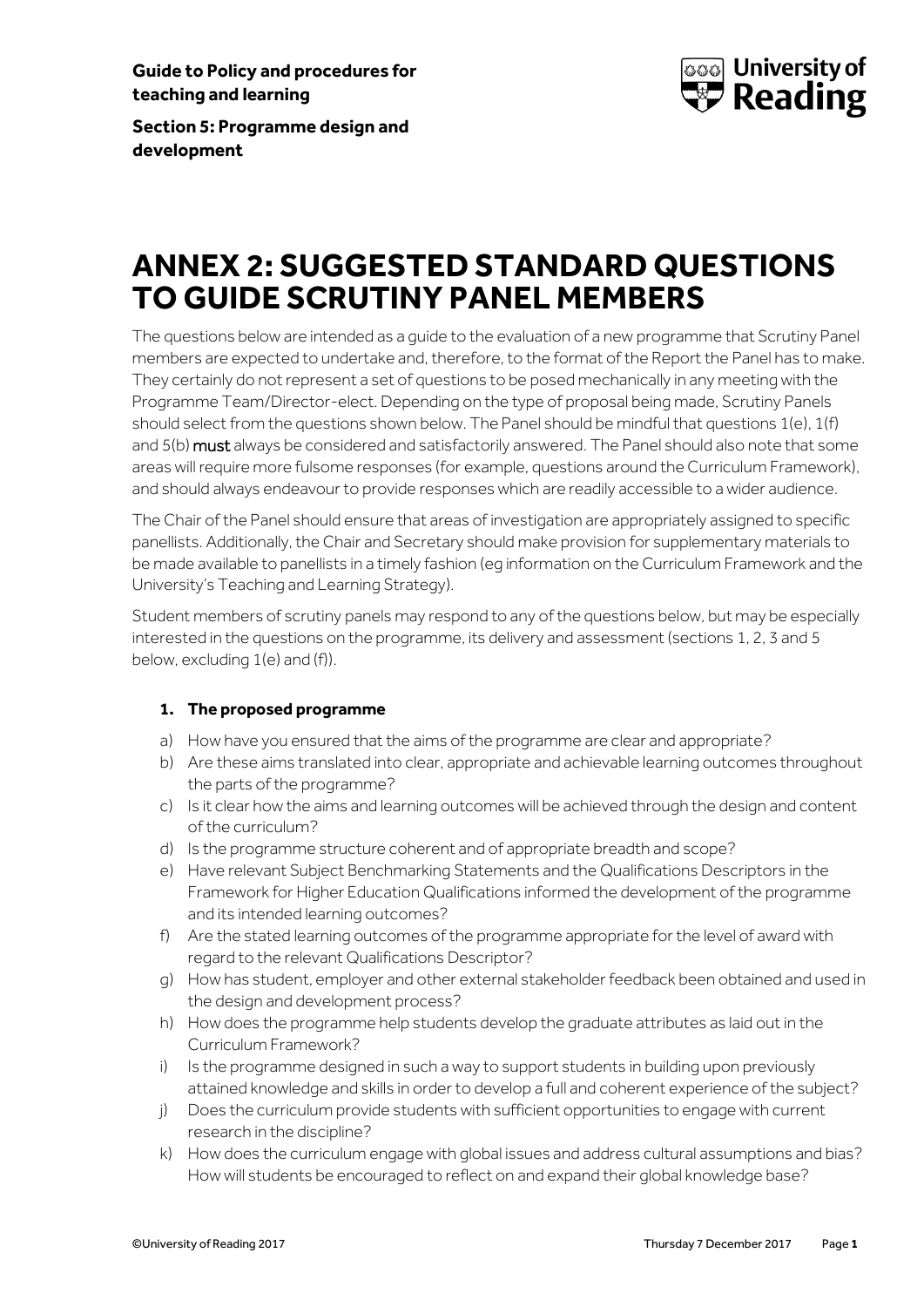**Guide to Policy and procedures for teaching and learning**

**Section 5: Programme design and development**

# ANNEX 2: SUGGESTED STANDARD QUESTIONS TO GUIDE SCRUTINY PANEL MEMBERS

The questions below are intended as a guide to the evaluation of a new programme that Scrutiny Panel members are expected to undertake and, therefore, to the format of the Report the Panel has to make. They certainly do not represent a set of questions to be posed mechanically in any meeting with the Programme Team/Director-elect. Depending on the type of proposal being made, Scrutiny Panels should select from the questions shown below. The Panel should be mindful that questions 1(e), 1(f) and 5(b) **must** always be considered and satisfactorily answered. The Panel should also note that some areas will require more fulsome responses (for example, questions around the Curriculum Framework), and should always endeavour to provide responses which are readily accessible to a wider audience.

The Chair of the Panel should ensure that areas of investigation are appropriately assigned to specific panellists. Additionally, the Chair and Secretary should make provision for supplementary materials to be made available to panellists in a timely fashion (eg information on the Curriculum Framework and the University's Teaching and Learning Strategy).

Student members of scrutiny panels may respond to any of the questions below, but may be especially interested in the questions on the programme, its delivery and assessment (sections 1, 2, 3 and 5 below, excluding 1(e) and (f)).

**1. The proposed programme**

a) How have you ensured that the aims of the programme are clear and appropriate?
b) Are these aims translated into clear, appropriate and achievable learning outcomes throughout the parts of the programme?
c) Is it clear how the aims and learning outcomes will be achieved through the design and content of the curriculum?
d) Is the programme structure coherent and of appropriate breadth and scope?
e) Have relevant Subject Benchmarking Statements and the Qualifications Descriptors in the Framework for Higher Education Qualifications informed the development of the programme and its intended learning outcomes?
f) Are the stated learning outcomes of the programme appropriate for the level of award with regard to the relevant Qualifications Descriptor?
g) How has student, employer and other external stakeholder feedback been obtained and used in the design and development process?
h) How does the programme help students develop the graduate attributes as laid out in the Curriculum Framework?
i) Is the programme designed in such a way to support students in building upon previously attained knowledge and skills in order to develop a full and coherent experience of the subject?
j) Does the curriculum provide students with sufficient opportunities to engage with current research in the discipline?
k) How does the curriculum engage with global issues and address cultural assumptions and bias? How will students be encouraged to reflect on and expand their global knowledge base?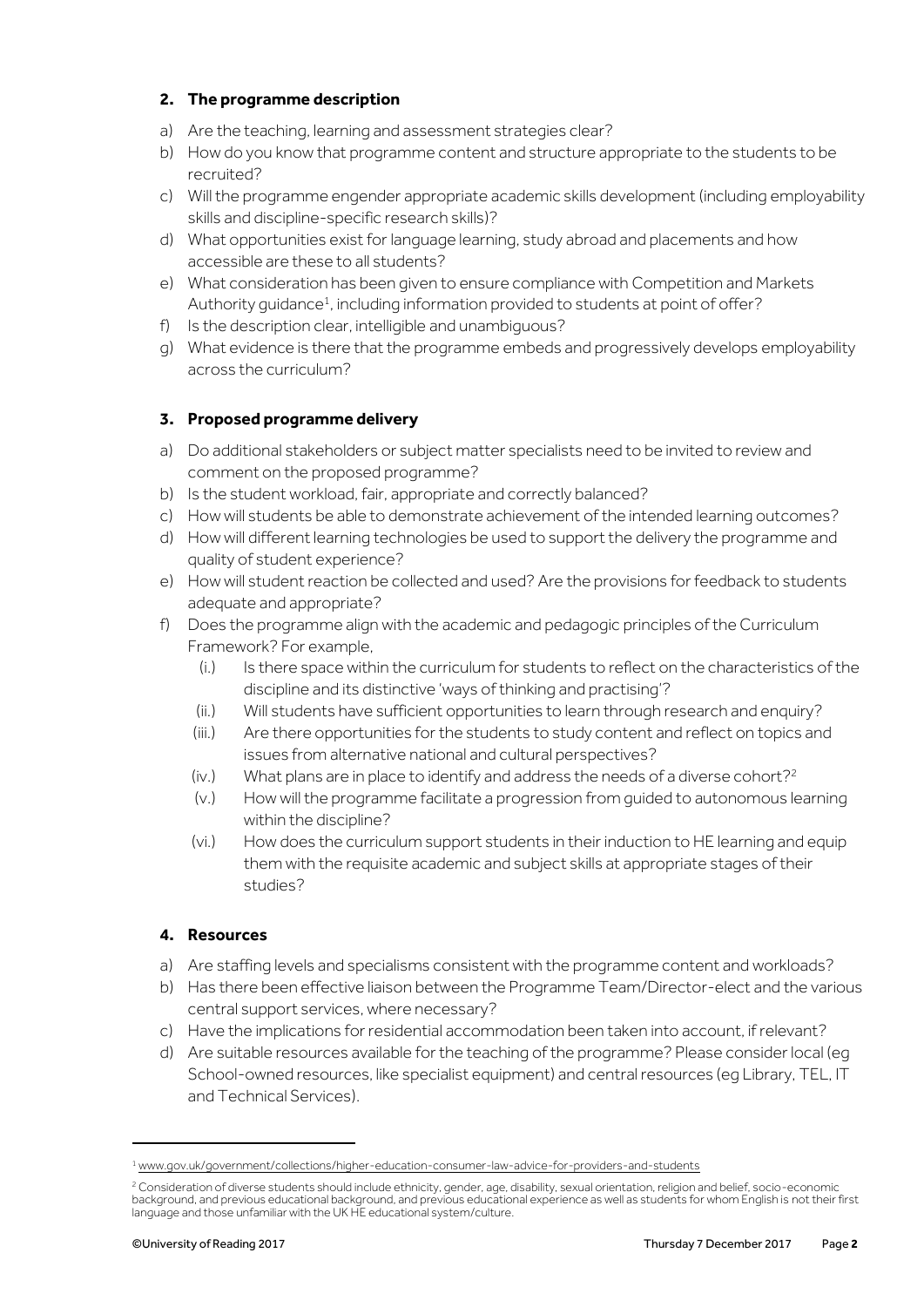## 2. The programme description

a) Are the teaching, learning and assessment strategies clear?
b) How do you know that programme content and structure appropriate to the students to be recruited?
c) Will the programme engender appropriate academic skills development (including employability skills and discipline-specific research skills)?
d) What opportunities exist for language learning, study abroad and placements and how accessible are these to all students?
e) What consideration has been given to ensure compliance with Competition and Markets Authority guidance[1], including information provided to students at point of offer?
f) Is the description clear, intelligible and unambiguous?
g) What evidence is there that the programme embeds and progressively develops employability across the curriculum?

## 3. Proposed programme delivery

a) Do additional stakeholders or subject matter specialists need to be invited to review and comment on the proposed programme?
b) Is the student workload, fair, appropriate and correctly balanced?
c) How will students be able to demonstrate achievement of the intended learning outcomes?
d) How will different learning technologies be used to support the delivery the programme and quality of student experience?
e) How will student reaction be collected and used? Are the provisions for feedback to students adequate and appropriate?
f) Does the programme align with the academic and pedagogic principles of the Curriculum Framework? For example,
   (i.) Is there space within the curriculum for students to reflect on the characteristics of the discipline and its distinctive 'ways of thinking and practising'?
   (ii.) Will students have sufficient opportunities to learn through research and enquiry?
   (iii.) Are there opportunities for the students to study content and reflect on topics and issues from alternative national and cultural perspectives?
   (iv.) What plans are in place to identify and address the needs of a diverse cohort?[2]
   (v.) How will the programme facilitate a progression from guided to autonomous learning within the discipline?
   (vi.) How does the curriculum support students in their induction to HE learning and equip them with the requisite academic and subject skills at appropriate stages of their studies?

## 4. Resources

a) Are staffing levels and specialisms consistent with the programme content and workloads?
b) Has there been effective liaison between the Programme Team/Director-elect and the various central support services, where necessary?
c) Have the implications for residential accommodation been taken into account, if relevant?
d) Are suitable resources available for the teaching of the programme? Please consider local (eg School-owned resources, like specialist equipment) and central resources (eg Library, TEL, IT and Technical Services).

---

[1] www.gov.uk/government/collections/higher-education-consumer-law-advice-for-providers-and-students

[2] Consideration of diverse students should include ethnicity, gender, age, disability, sexual orientation, religion and belief, socio-economic background, and previous educational background, and previous educational experience as well as students for whom English is not their first language and those unfamiliar with the UK HE educational system/culture.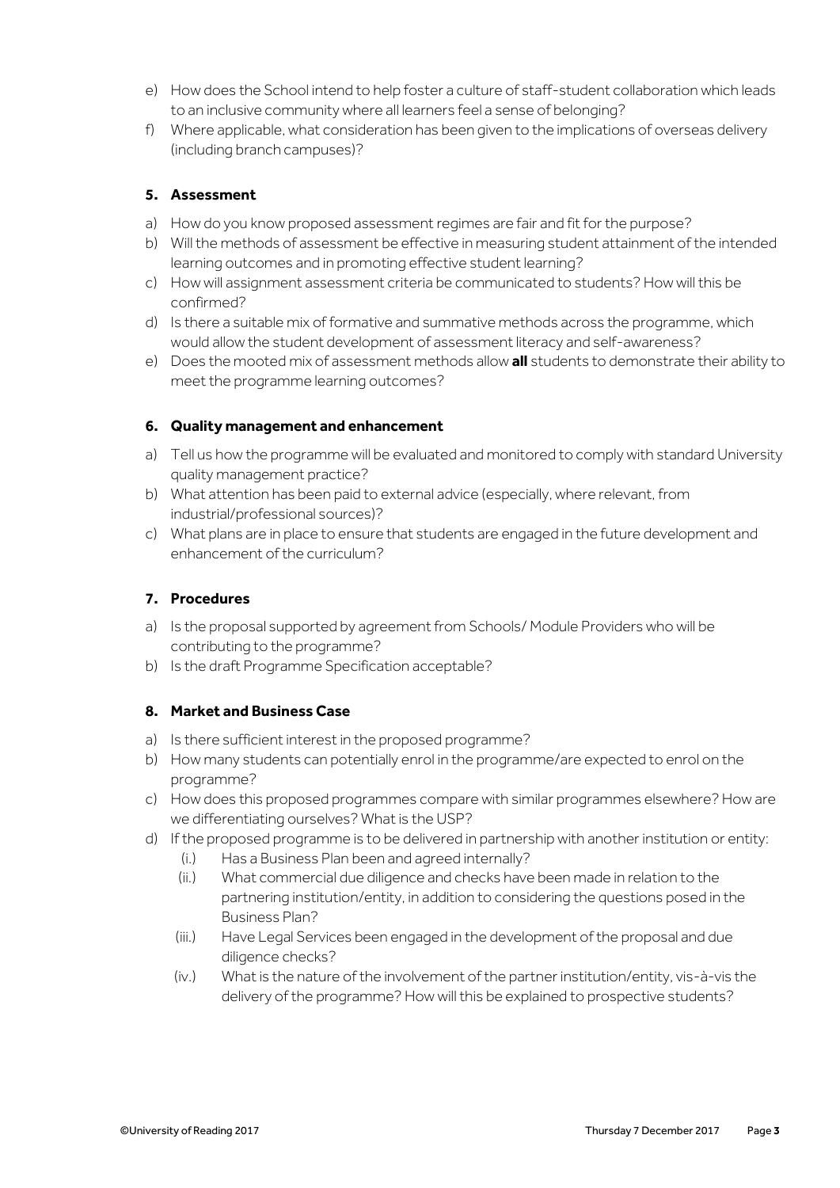e) How does the School intend to help foster a culture of staff-student collaboration which leads to an inclusive community where all learners feel a sense of belonging?
f) Where applicable, what consideration has been given to the implications of overseas delivery (including branch campuses)?

**5. Assessment**

a) How do you know proposed assessment regimes are fair and fit for the purpose?
b) Will the methods of assessment be effective in measuring student attainment of the intended learning outcomes and in promoting effective student learning?
c) How will assignment assessment criteria be communicated to students? How will this be confirmed?
d) Is there a suitable mix of formative and summative methods across the programme, which would allow the student development of assessment literacy and self-awareness?
e) Does the mooted mix of assessment methods allow **all** students to demonstrate their ability to meet the programme learning outcomes?

**6. Quality management and enhancement**

a) Tell us how the programme will be evaluated and monitored to comply with standard University quality management practice?
b) What attention has been paid to external advice (especially, where relevant, from industrial/professional sources)?
c) What plans are in place to ensure that students are engaged in the future development and enhancement of the curriculum?

**7. Procedures**

a) Is the proposal supported by agreement from Schools/ Module Providers who will be contributing to the programme?
b) Is the draft Programme Specification acceptable?

**8. Market and Business Case**

a) Is there sufficient interest in the proposed programme?
b) How many students can potentially enrol in the programme/are expected to enrol on the programme?
c) How does this proposed programmes compare with similar programmes elsewhere? How are we differentiating ourselves? What is the USP?
d) If the proposed programme is to be delivered in partnership with another institution or entity:
    (i.) Has a Business Plan been and agreed internally?
    (ii.) What commercial due diligence and checks have been made in relation to the partnering institution/entity, in addition to considering the questions posed in the Business Plan?
    (iii.) Have Legal Services been engaged in the development of the proposal and due diligence checks?
    (iv.) What is the nature of the involvement of the partner institution/entity, vis-à-vis the delivery of the programme? How will this be explained to prospective students?